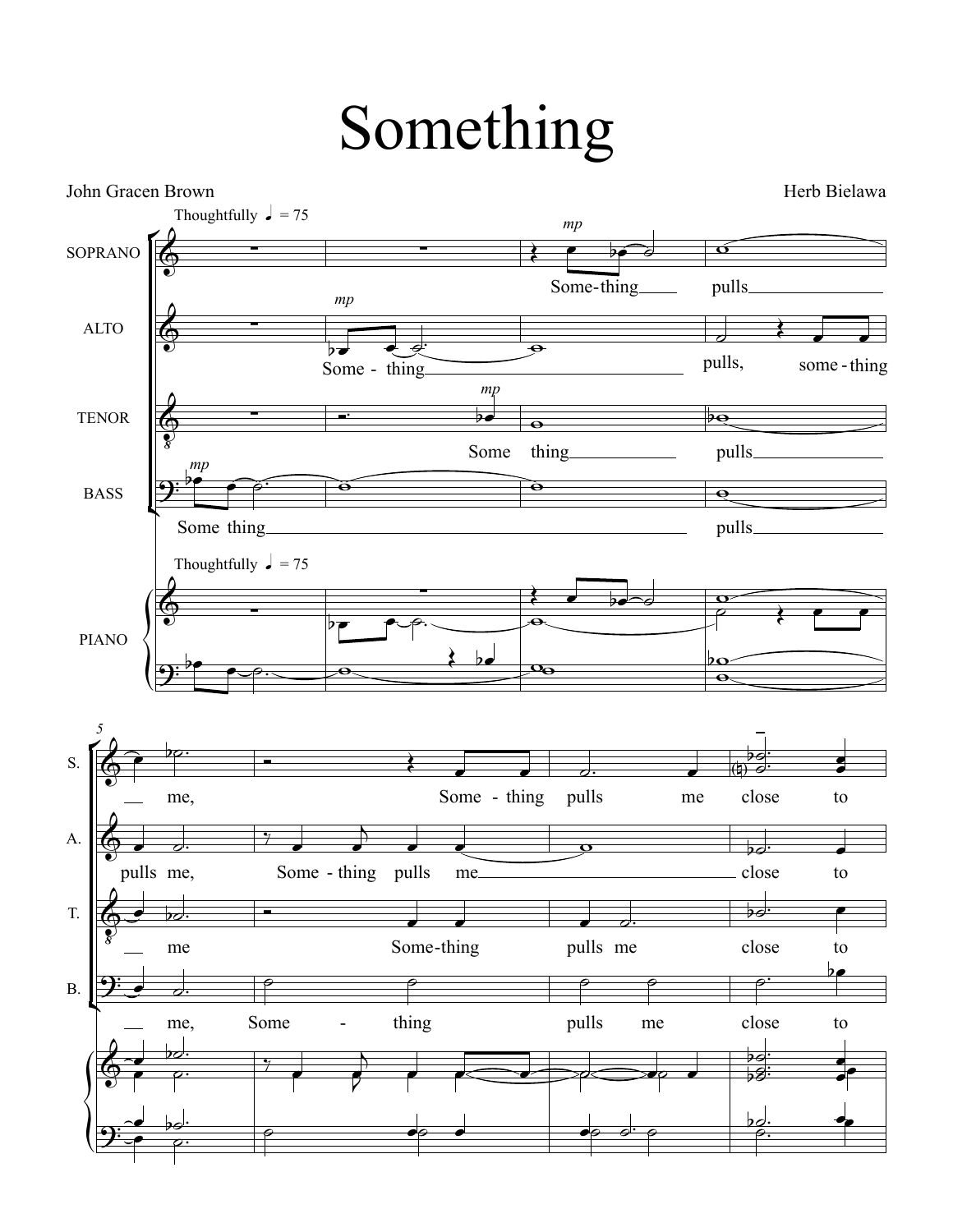# Something

John Gracen Brown

Herb Bielawa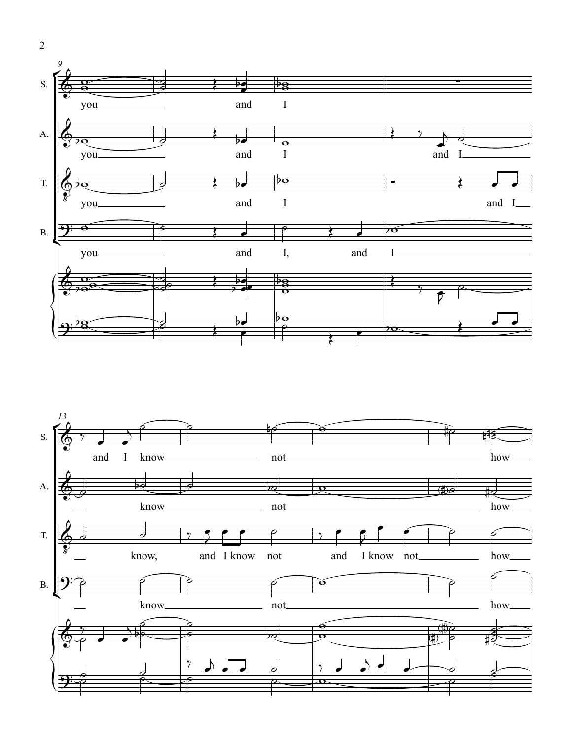9

S. you and I

A. you and I and I

T. you and I and I

B. you and I, and I

13

S. and I know not how

A. know not how

T. know, and I know not and I know not how

B. know not how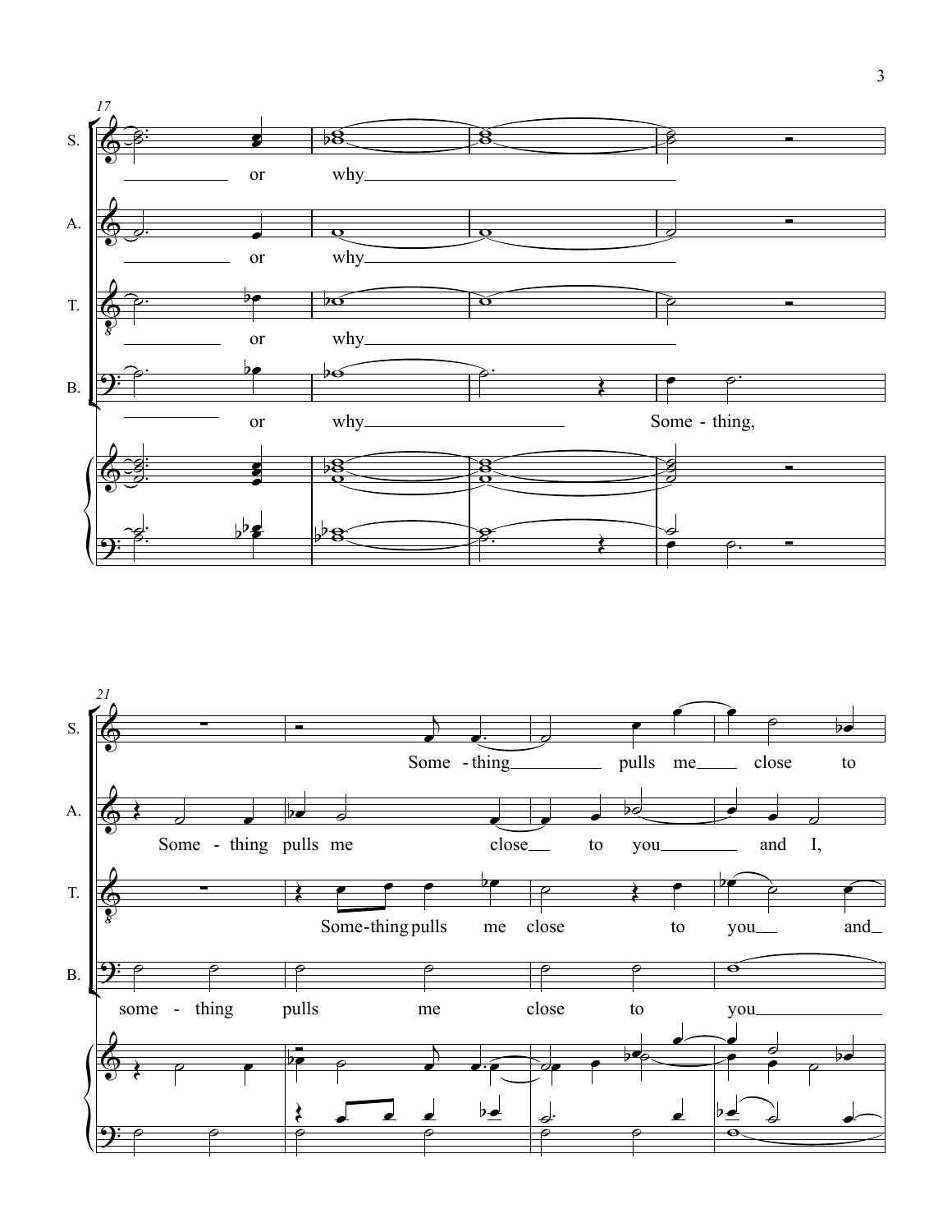17

S. or why

A. or why

T. or why

B. or why Some - thing,

21

S. Some - thing pulls me close to

A. Some - thing pulls me close to you and I,

T. Some-thing pulls me close to you and

B. some - thing pulls me close to you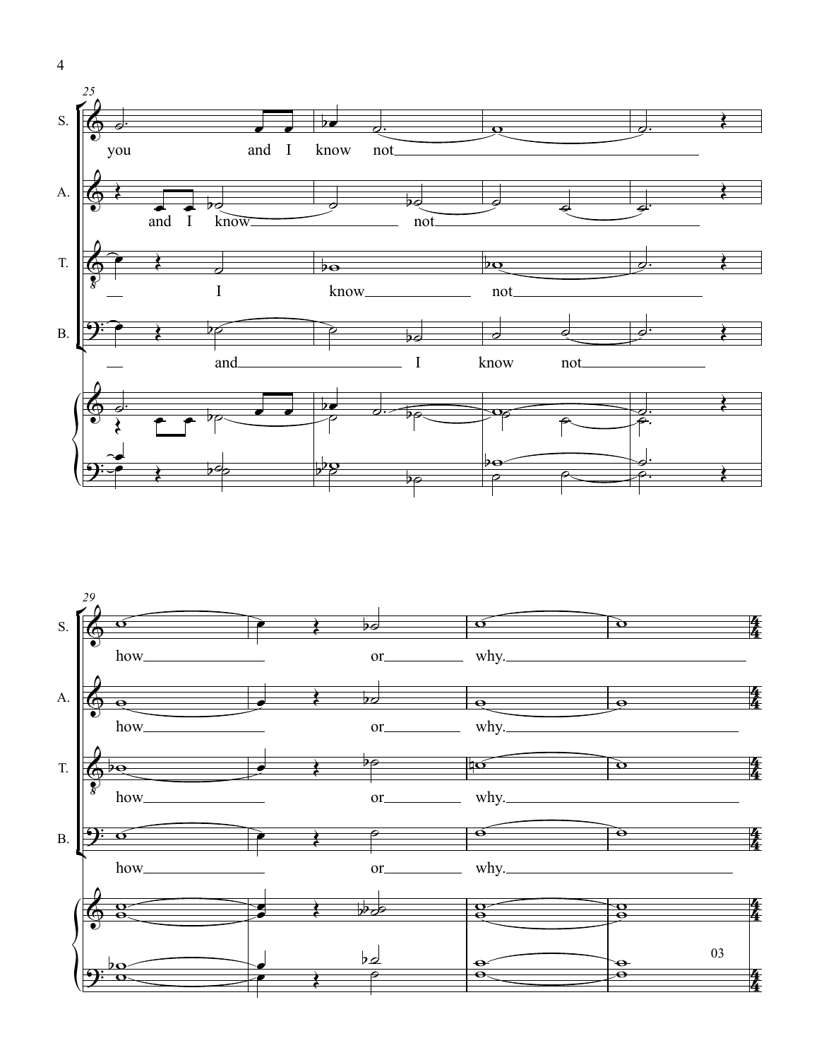25

S. you and I know not

A. and I know not

T. I know not

B. and I know not

29

S. how or why.

A. how or why.

T. how or why.

B. how or why.

03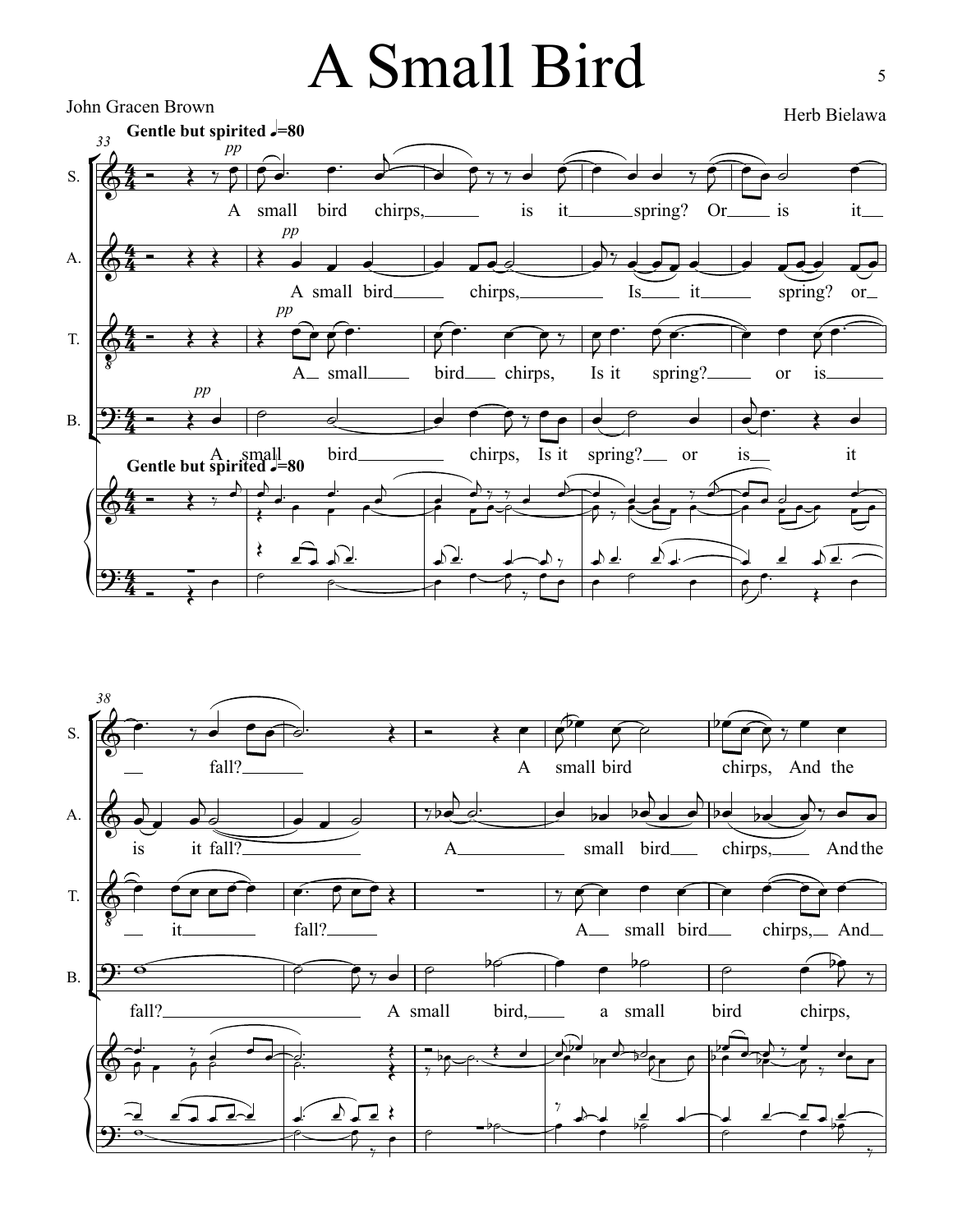# A Small Bird

John Gracen Brown

Herb Bielawa

**Gentle but spirited ♩=80**

S. A small bird chirps, is it spring? Or is it fall?

A. A small bird chirps, Is it spring? or is it fall?

T. A small bird chirps, Is it spring? or is it fall?

B. A small bird chirps, Is it spring? or is it fall?

S. A small bird chirps, And the

A. A small bird chirps, And the

T. A small bird chirps, And

B. A small bird, a small bird chirps,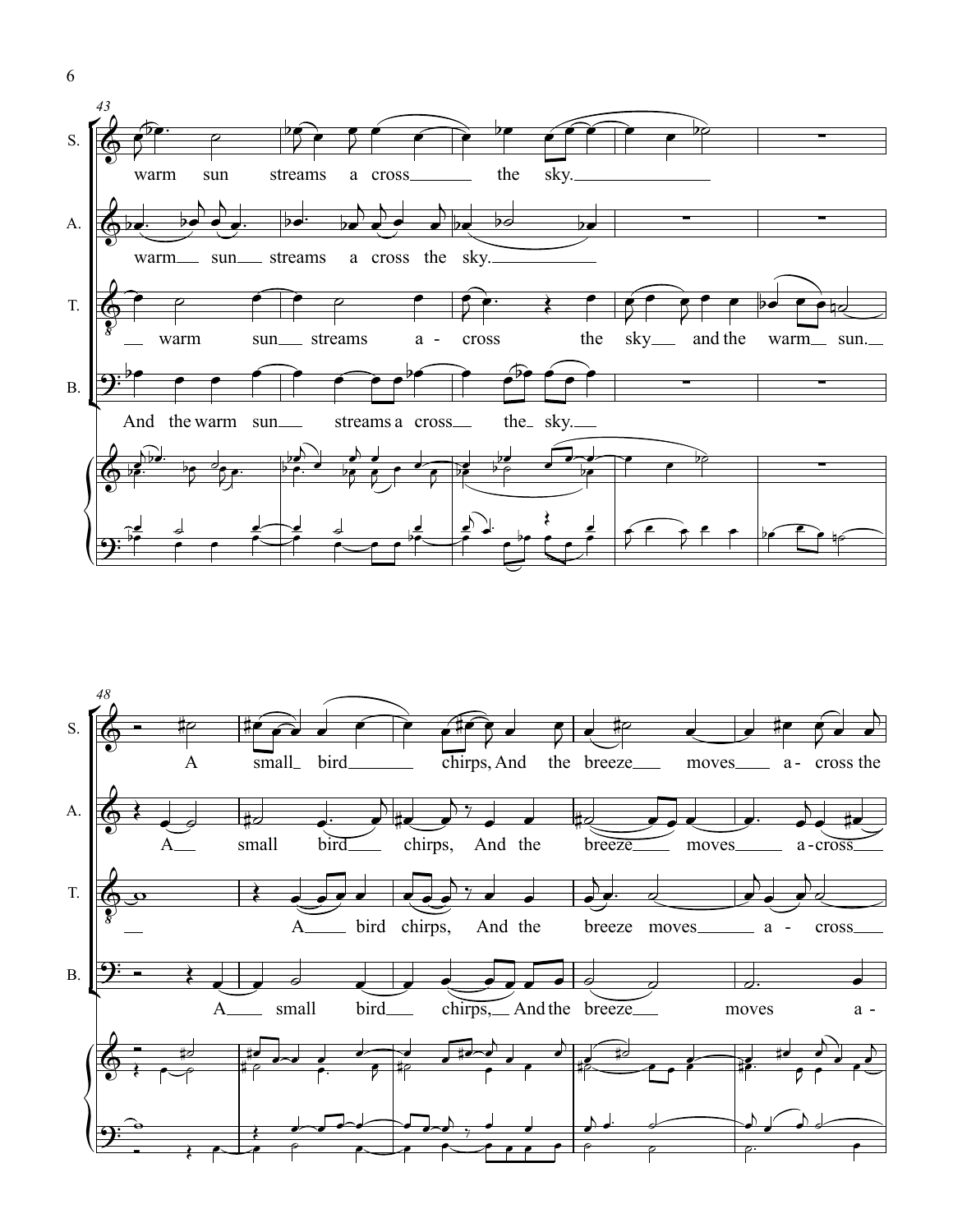43

S. warm sun streams a cross the sky.

A. warm sun streams a cross the sky.

T. warm sun streams a - cross the sky and the warm sun.

B. And the warm sun streams a cross the sky.

48

S. A small bird chirps, And the breeze moves a - cross the

A. A small bird chirps, And the breeze moves a - cross

T. A bird chirps, And the breeze moves a - cross

B. A small bird chirps, And the breeze moves a -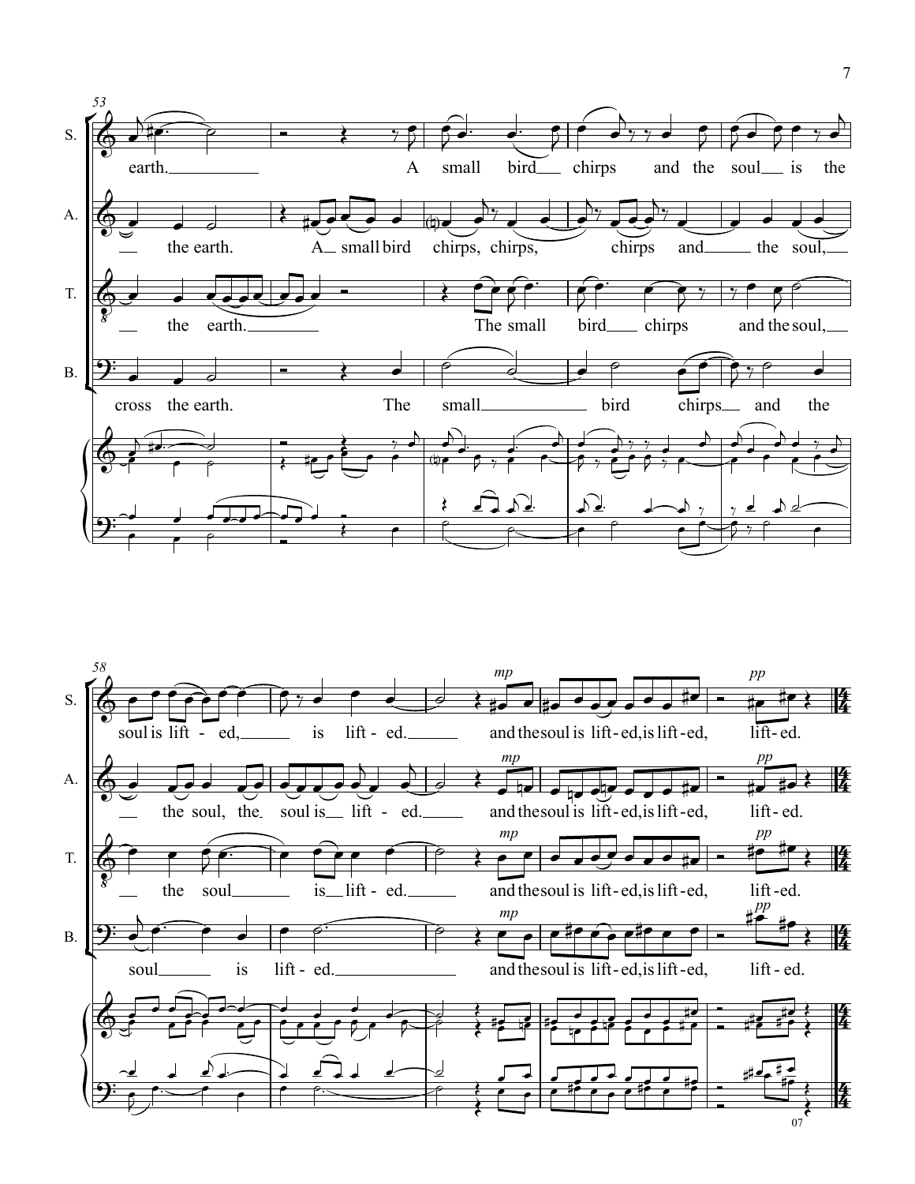S. earth. A small bird chirps and the soul is the soul is lift - ed, is lift - ed. and the soul is lift - ed, is lift - ed, lift - ed.

A. the earth. A small bird chirps, chirps, chirps and the soul, the soul, the soul is lift - ed. and the soul is lift - ed, is lift - ed, lift - ed.

T. the earth. The small bird chirps and the soul, the soul is lift - ed. and the soul is lift - ed, is lift - ed, lift - ed.

B. cross the earth. The small bird chirps and the soul is lift - ed. and the soul is lift - ed, is lift - ed, lift - ed.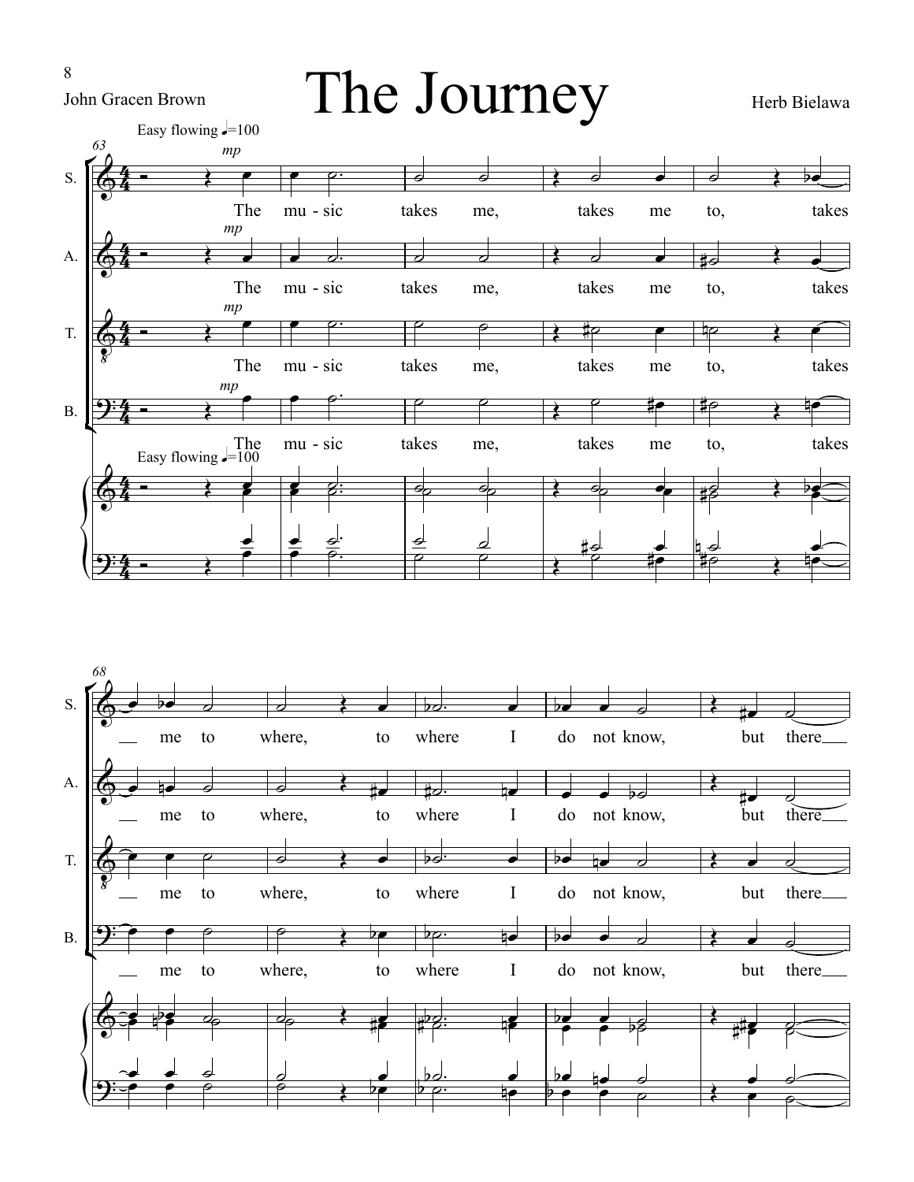# The Journey

John Gracen Brown

Herb Bielawa

Easy flowing ♩=100

The music takes me, takes me to, takes me to where, to where I do not know, but there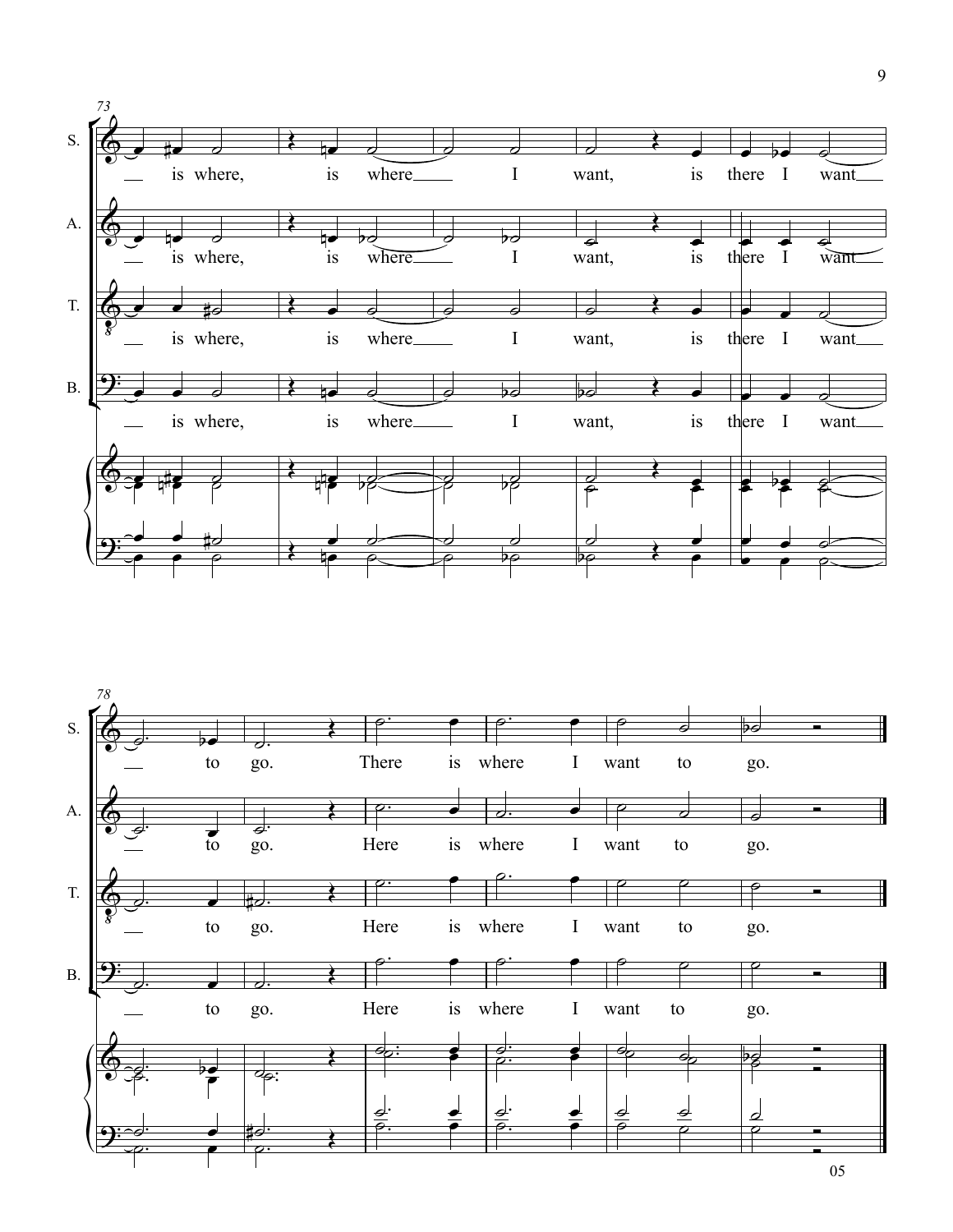73

S. — is where, is where — I want, is there I want —

A. — is where, is where — I want, is there I want —

T. — is where, is where — I want, is there I want —

B. — is where, is where — I want, is there I want —

78

S. — to go. There is where I want to go.

A. — to go. Here is where I want to go.

T. — to go. Here is where I want to go.

B. — to go. Here is where I want to go.

05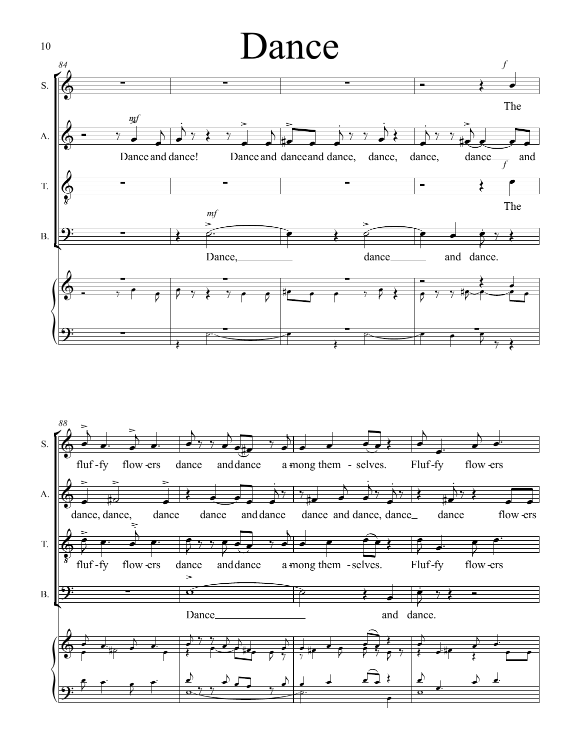# Dance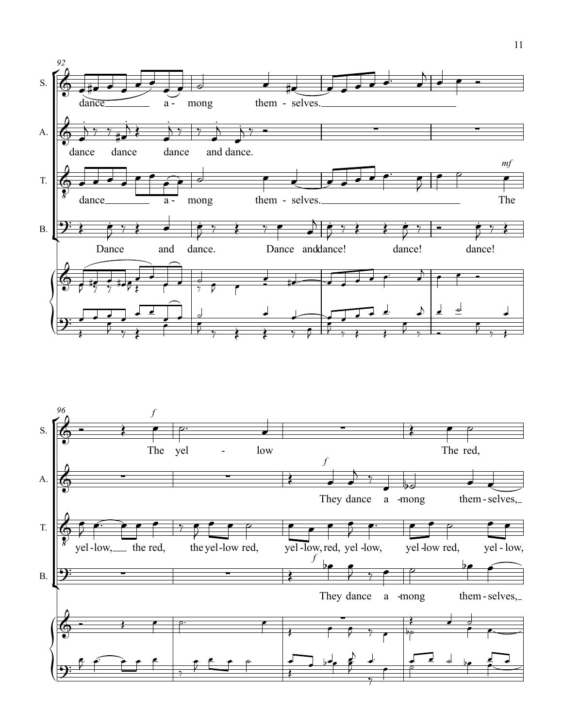92

S. dance a - mong them - selves.

A. dance dance dance and dance.

T. dance a - mong them - selves. *mf* The

B. Dance and dance. Dance and dance! dance! dance!

96

S. *f* The yel - low The red,

A. *f* They dance a - mong them - selves,

T. yel - low, the red, the yel - low red, yel - low, red, yel - low, yel - low red, yel - low,

B. *f* They dance a - mong them - selves,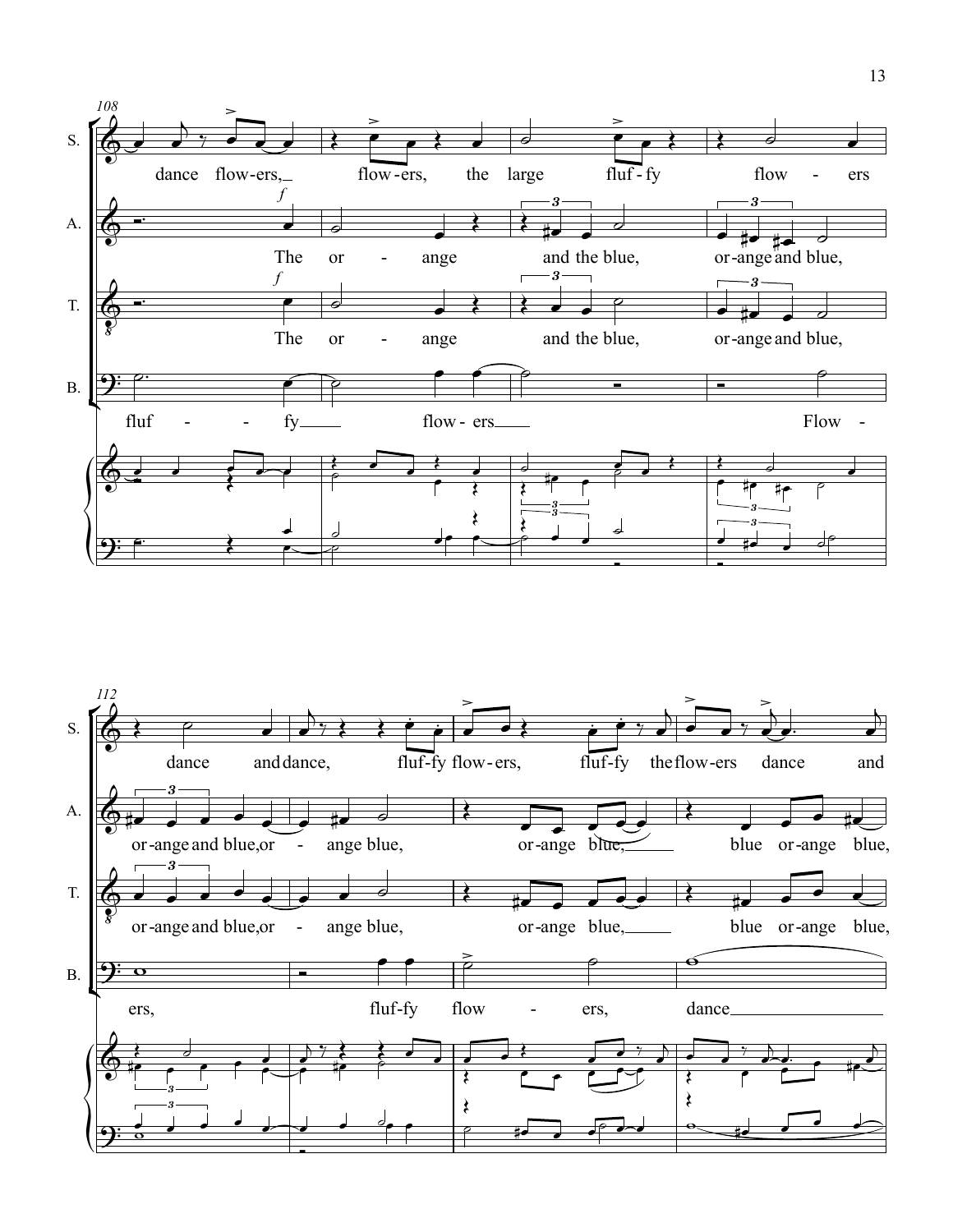108

S. dance flow-ers, flow-ers, the large fluf-fy flow - ers

A. *f* The or - ange and the blue, or-ange and blue,

T. *f* The or - ange and the blue, or-ange and blue,

B. fluf - - fy flow - ers Flow -

112

S. dance and dance, fluf-fy flow-ers, fluf-fy the flow-ers dance and

A. or-ange and blue, or - ange blue, or-ange blue, blue or-ange blue,

T. or-ange and blue, or - ange blue, or-ange blue, blue or-ange blue,

B. ers, fluf-fy flow - ers, dance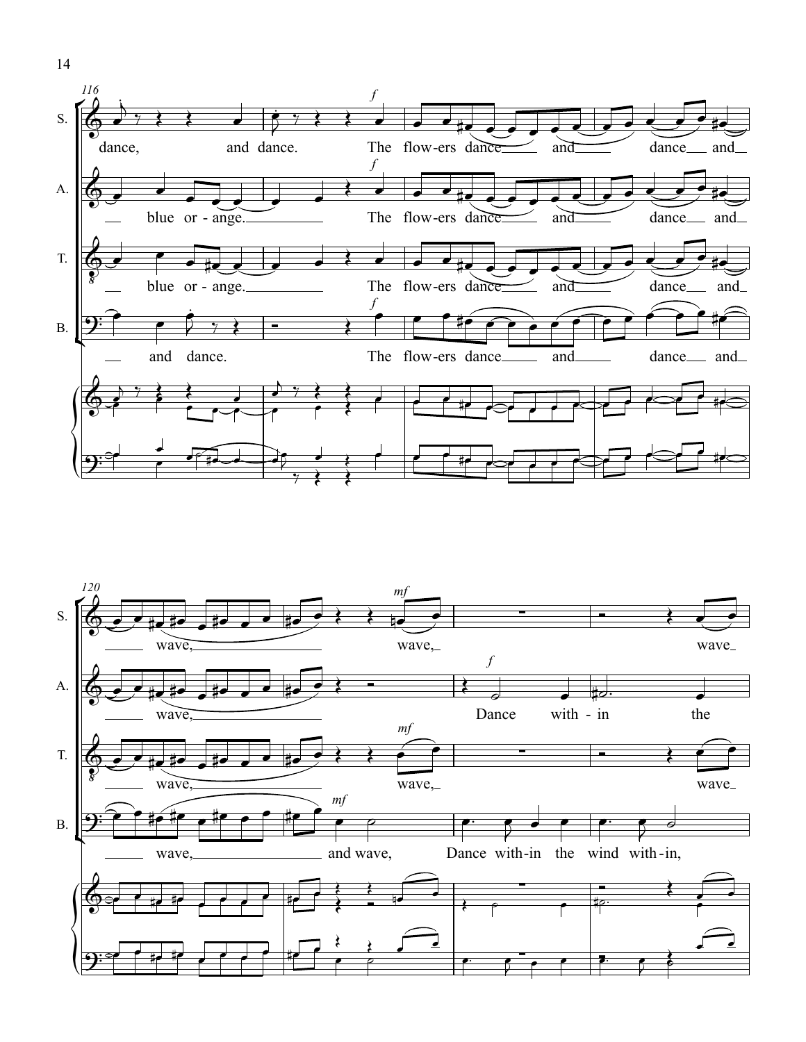116

S. dance, and dance. *f* The flow-ers dance and dance and

A. blue or-ange. *f* The flow-ers dance and dance and

T. blue or-ange. The flow-ers dance and dance and

B. and dance. *f* The flow-ers dance and dance and

120

S. wave, *mf* wave, wave

A. wave, *f* Dance with-in the

T. wave, *mf* wave, wave

B. wave, *mf* and wave, Dance with-in the wind with-in,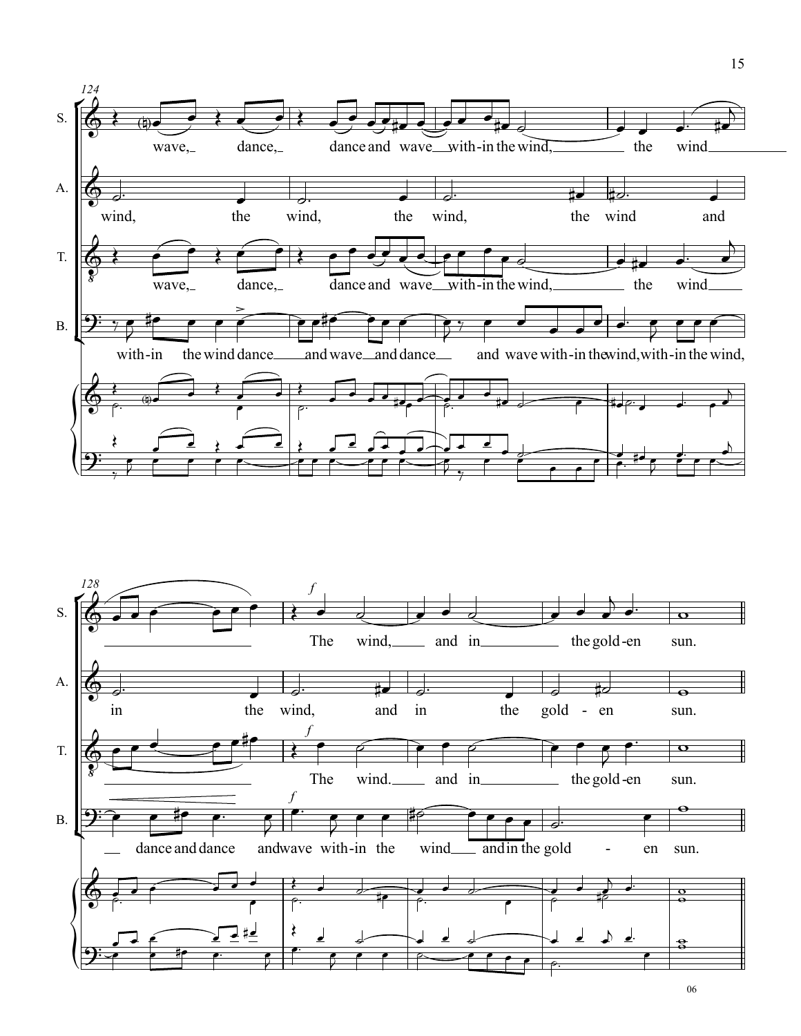124

S. wave, dance, dance and wave with-in the wind, the wind

A. wind, the wind, the wind, the wind and

T. wave, dance, dance and wave with-in the wind, the wind

B. with-in the wind dance and wave and dance and wave with-in the wind, with-in the wind,

128

S. *f* The wind, and in the gold-en sun.

A. in the wind, and in the gold - en sun.

T. *f* The wind. and in the gold-en sun.

B. *f* dance and dance and wave with-in the wind and in the gold - en sun.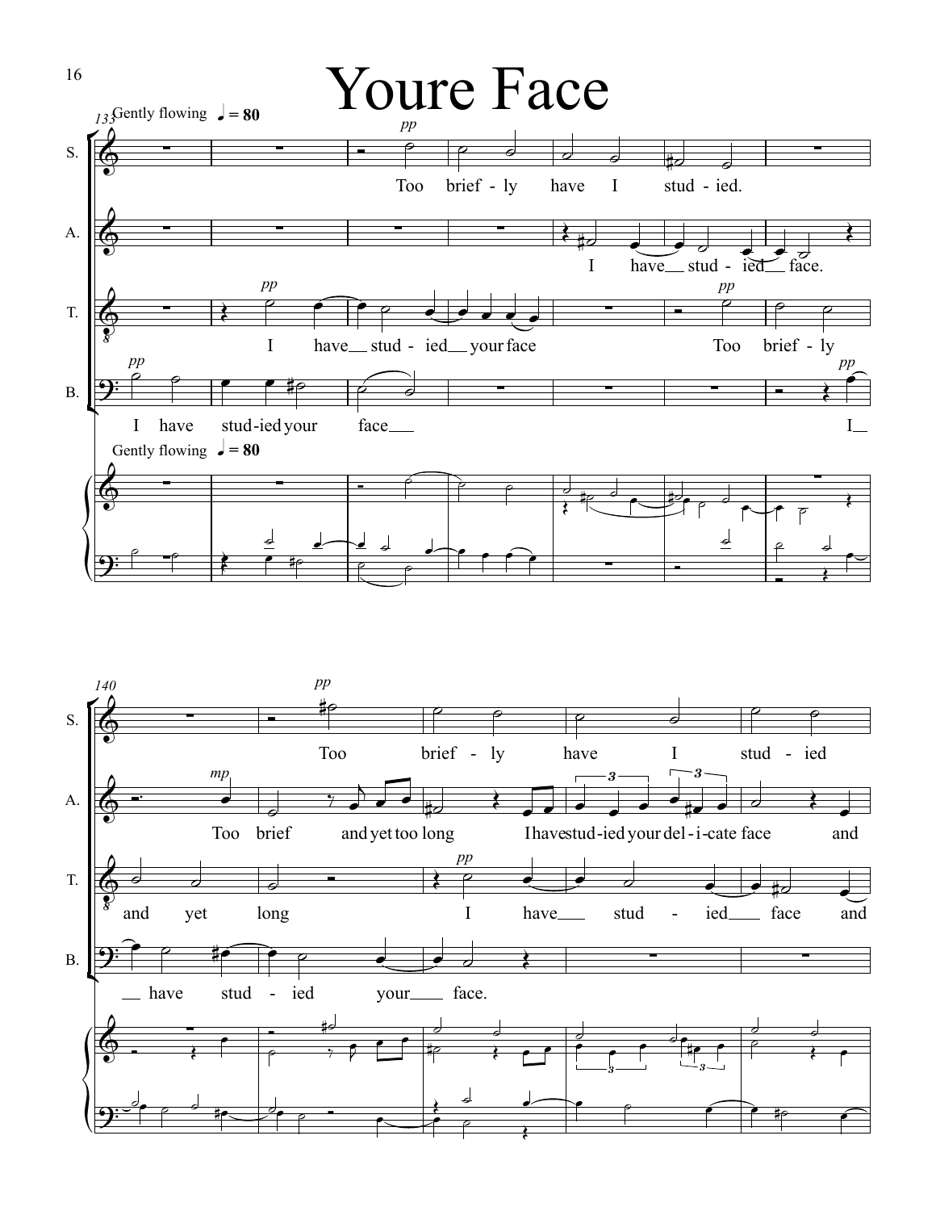# Youre Face

Gently flowing ♩ = 80

S. Too brief - ly have I stud - ied. Too brief - ly have I stud - ied

A. I have__ stud - ied__ face. Too brief and yet too long I have stud - ied your del - i - cate face and

T. I have__ stud - ied__ your face Too brief - ly and yet long I have__ stud - ied__ face and

B. I have stud - ied your face___ I__ have stud - ied your___ face.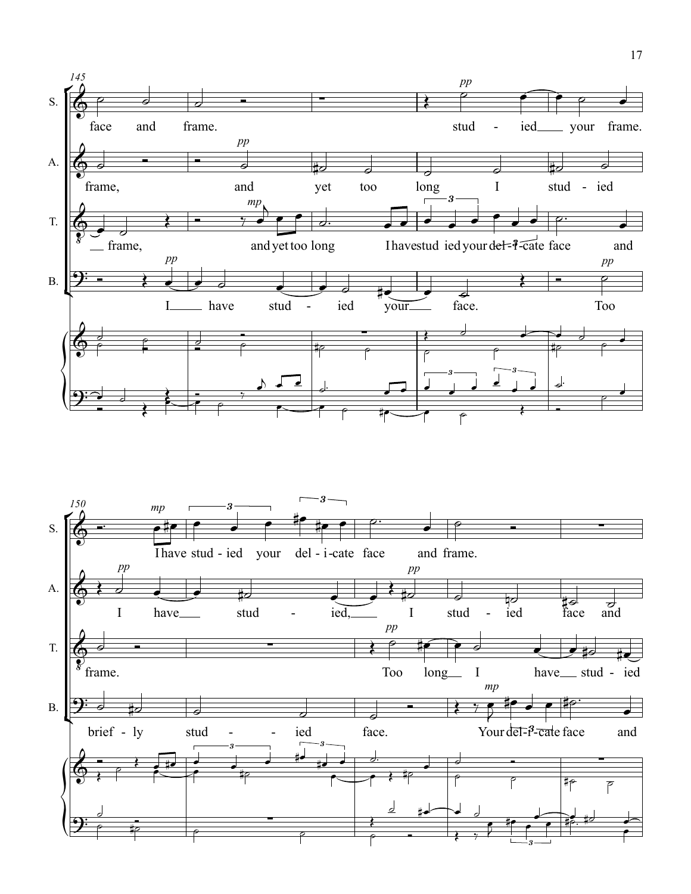145

S. face and frame. stud - ied your frame.

A. frame, and yet too long I stud - ied

T. frame, and yet too long I have stud ied your del - i - cate face and

B. I have stud - ied your face. Too

150

S. I have stud - ied your del - i - cate face and frame.

A. I have stud - ied, I stud - ied face and

T. frame. Too long I have stud - ied

B. brief - ly stud - ied face. Your del - i - cate face and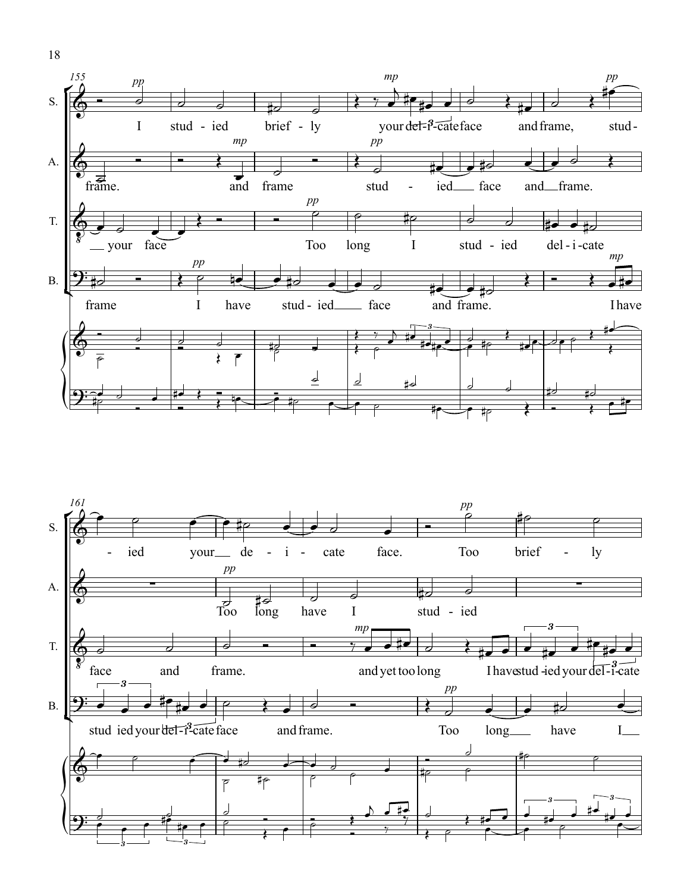155

S. I stud - ied brief - ly your del - i - cate face and frame, stud -

A. frame. and frame stud - ied face and frame.

T. your face Too long I stud - ied del - i - cate

B. frame I have stud - ied face and frame. I have

161

S. - ied your de - i - cate face. Too brief - ly

A. Too long have I stud - ied

T. face and frame. and yet too long I have stud - ied your del - i - cate

B. stud ied your del - i - cate face and frame. Too long have I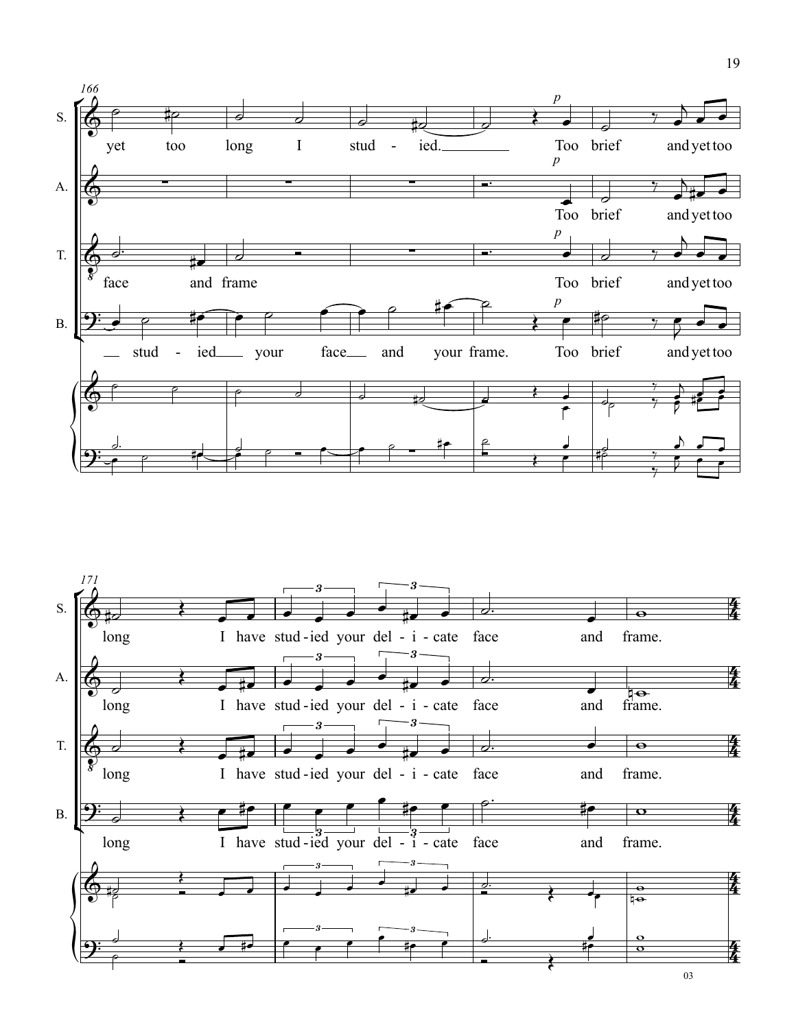166

S. yet too long I stud - ied. Too brief and yet too

A. Too brief and yet too

T. face and frame Too brief and yet too

B. stud - ied your face and your frame. Too brief and yet too

171

S. long I have stud - ied your del - i - cate face and frame.

A. long I have stud - ied your del - i - cate face and frame.

T. long I have stud - ied your del - i - cate face and frame.

B. long I have stud - ied your del - i - cate face and frame.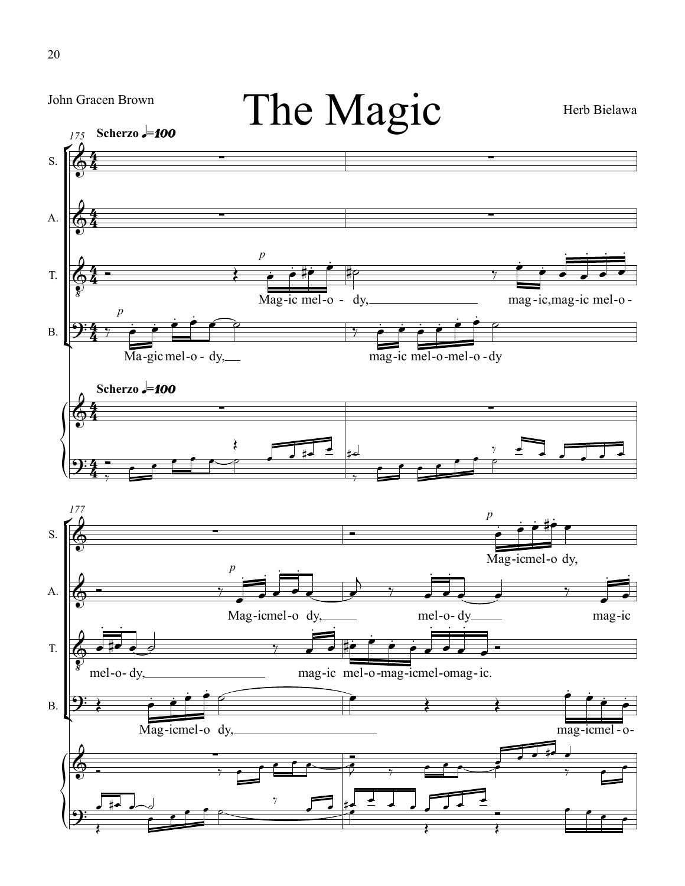John Gracen Brown

# The Magic

Herb Bielawa

Scherzo ♩=100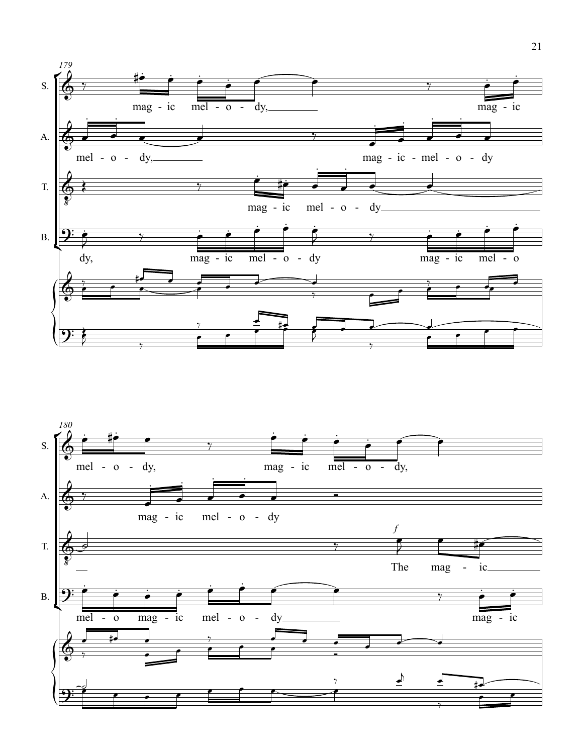179

S. magic melody, magic

A. mel - o - dy, mag - ic - mel - o - dy

T. mag - ic mel - o - dy

B. dy, mag - ic mel - o - dy mag - ic mel - o

180

S. mel - o - dy, mag - ic mel - o - dy,

A. mag - ic mel - o - dy

T. *f* The mag - ic

B. mel - o mag - ic mel - o - dy mag - ic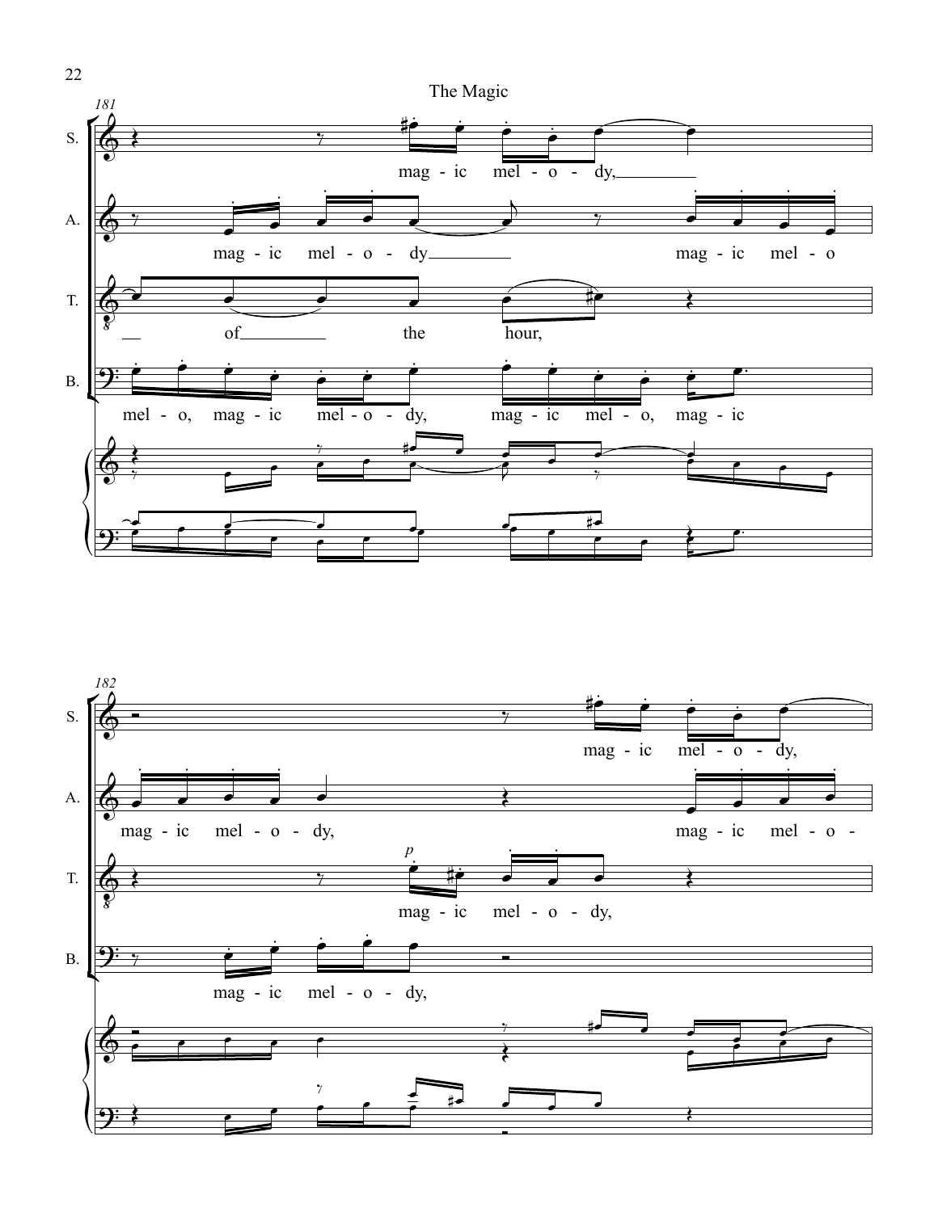181

S.

mag - ic mel - o - dy,

A.

mag - ic mel - o - dy

mag - ic mel - o

T.

of the hour,

B.

mel - o, mag - ic mel - o - dy, mag - ic mel - o, mag - ic

182

S.

mag - ic mel - o - dy,

A.

mag - ic mel - o - dy,

mag - ic mel - o -

T.

*p*

mag - ic mel - o - dy,

B.

mag - ic mel - o - dy,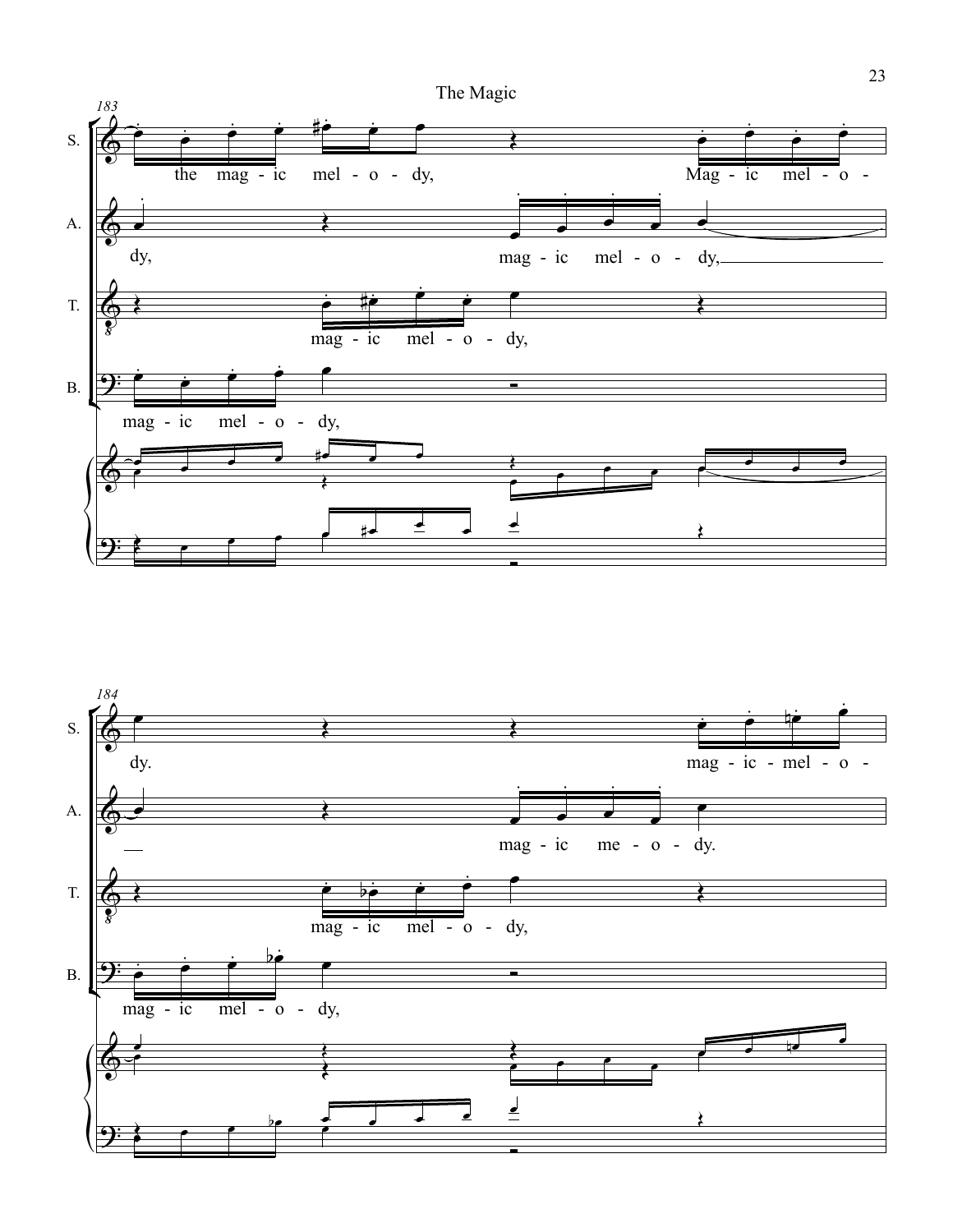183

S. the mag - ic mel - o - dy, Mag - ic mel - o -

A. dy, mag - ic mel - o - dy,

T. mag - ic mel - o - dy,

B. mag - ic mel - o - dy,

184

S. dy. mag - ic - mel - o -

A. mag - ic me - o - dy.

T. mag - ic mel - o - dy,

B. mag - ic mel - o - dy,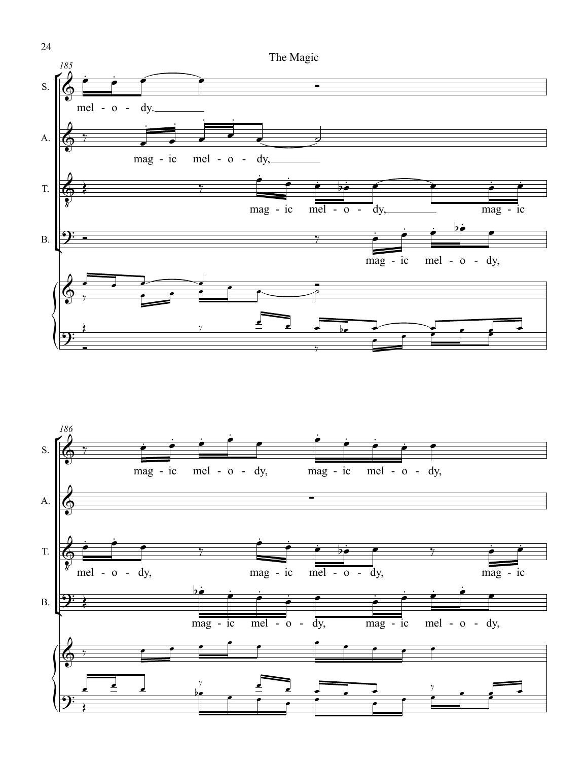185

S. mel - o - dy.

A. mag - ic mel - o - dy,

T. mag - ic mel - o - dy, mag - ic

B. mag - ic mel - o - dy,

186

S. mag - ic mel - o - dy, mag - ic mel - o - dy,

T. mel - o - dy, mag - ic mel - o - dy, mag - ic

B. mag - ic mel - o - dy, mag - ic mel - o - dy,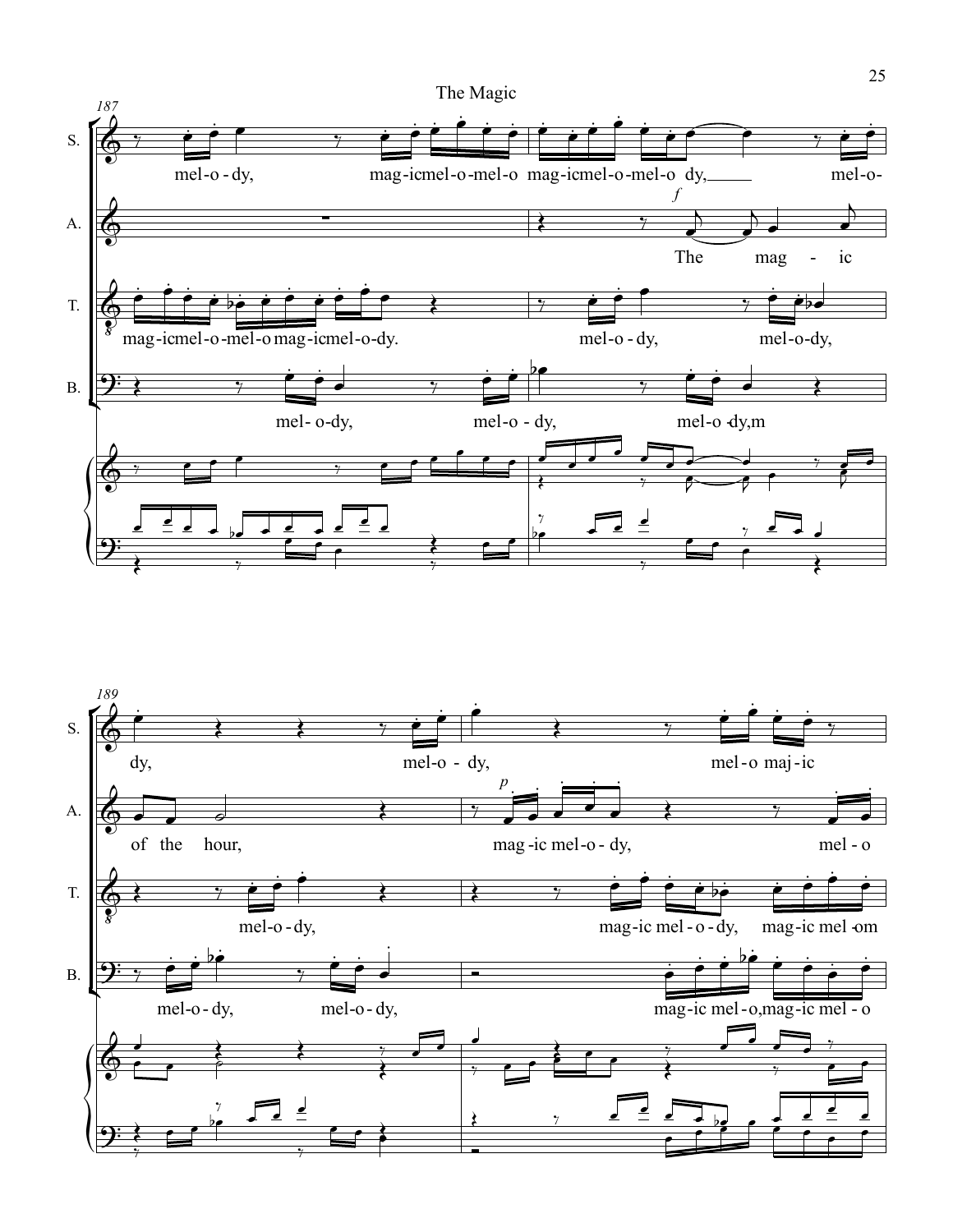187

S. mel-o-dy, mag-ic mel-o-mel-o mag-ic mel-o-mel-o dy, mel-o-

A. *f* The mag-ic

T. mag-ic mel-o-mel-o mag-ic mel-o-dy. mel-o-dy, mel-o-dy,

B. mel-o-dy, mel-o-dy, mel-o-dy, m

189

S. dy, mel-o-dy, mel-o-dy, mel-o maj-ic

A. of the hour, *p* mag-ic mel-o-dy, mel-o

T. mel-o-dy, mag-ic mel-o-dy, mag-ic mel-om

B. mel-o-dy, mel-o-dy, mag-ic mel-o, mag-ic mel-o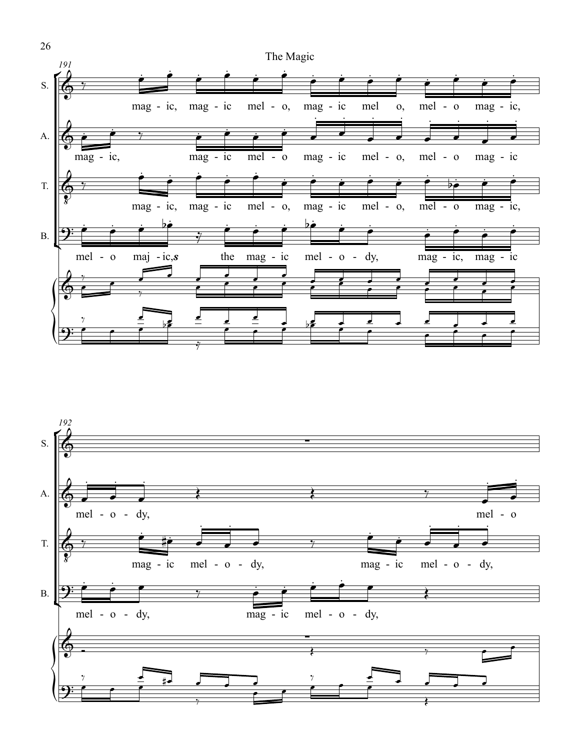191

S. mag - ic, mag - ic mel - o, mag - ic mel o, mel - o mag - ic,

A. mag - ic, mag - ic mel - o mag - ic mel - o, mel - o mag - ic

T. mag - ic, mag - ic mel - o, mag - ic mel - o, mel - o mag - ic,

B. mel - o maj - ic,*s* the mag - ic mel - o - dy, mag - ic, mag - ic

192

A. mel - o - dy, mel - o

T. mag - ic mel - o - dy, mag - ic mel - o - dy,

B. mel - o - dy, mag - ic mel - o - dy,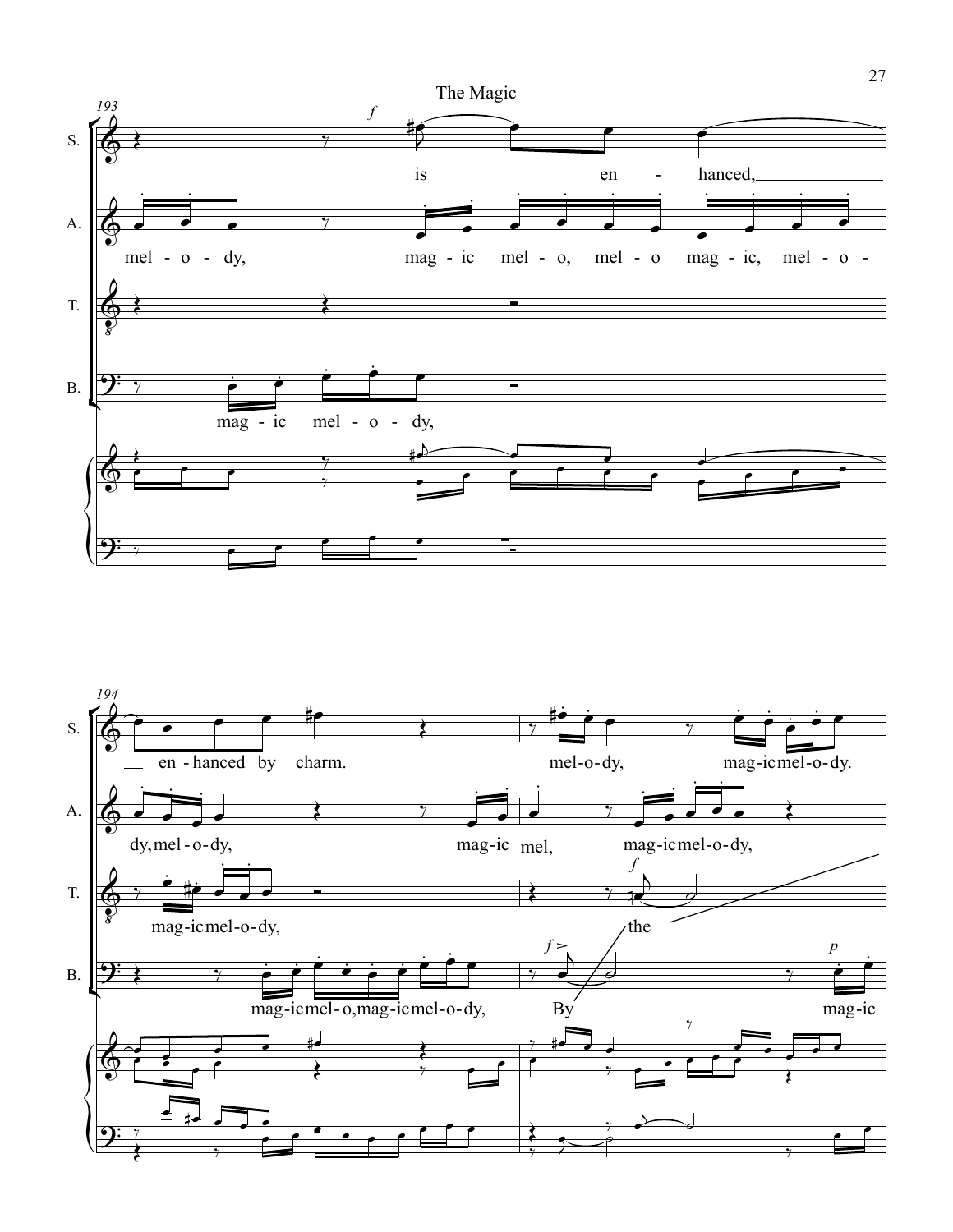The Magic

193

S. is en - hanced,

A. mel - o - dy, mag - ic mel - o, mel - o mag - ic, mel - o -

T.

B. mag - ic mel - o - dy,

194

S. en - hanced by charm. mel-o-dy, mag-ic mel-o-dy.

A. dy, mel - o - dy, mag-ic mel, mag-ic mel-o-dy,

T. mag-ic mel-o-dy, the

B. mag-ic mel- o, mag-ic mel-o-dy, By mag-ic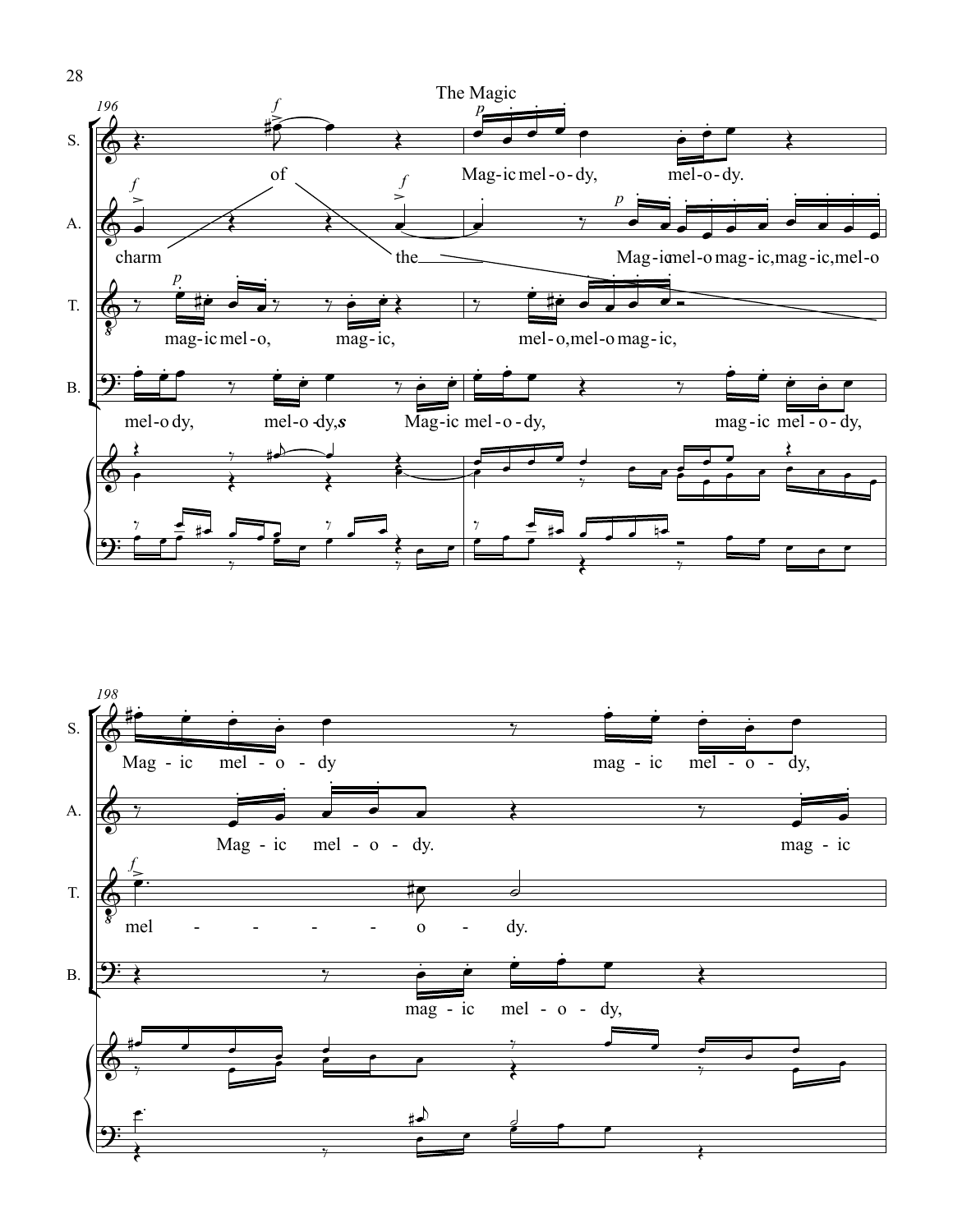The Magic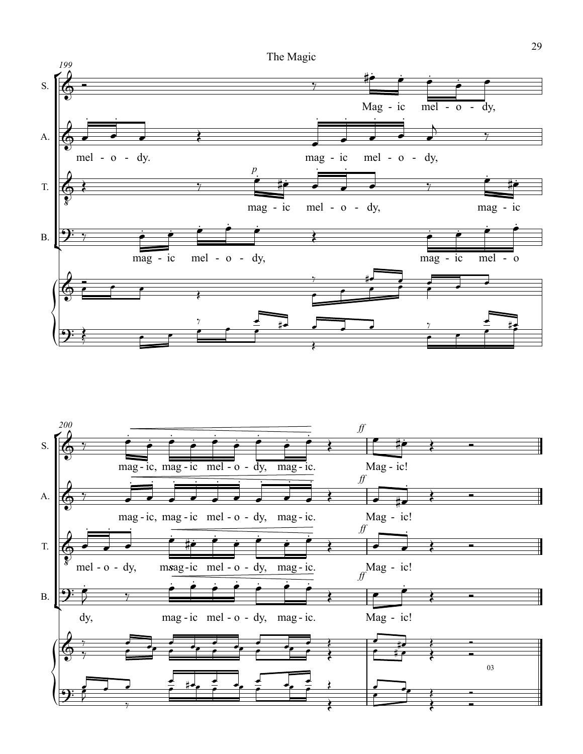The Magic

199

S. Mag - ic mel - o - dy,

A. mel - o - dy. mag - ic mel - o - dy,

T. *p* mag - ic mel - o - dy, mag - ic

B. mag - ic mel - o - dy, mag - ic mel - o

200

S. mag - ic, mag - ic mel - o - dy, mag - ic. *ff* Mag - ic!

A. mag - ic, mag - ic mel - o - dy, mag - ic. *ff* Mag - ic!

T. mel - o - dy, mag - ic mel - o - dy, mag - ic. *ff* Mag - ic!

B. dy, mag - ic mel - o - dy, mag - ic. *ff* Mag - ic!

03